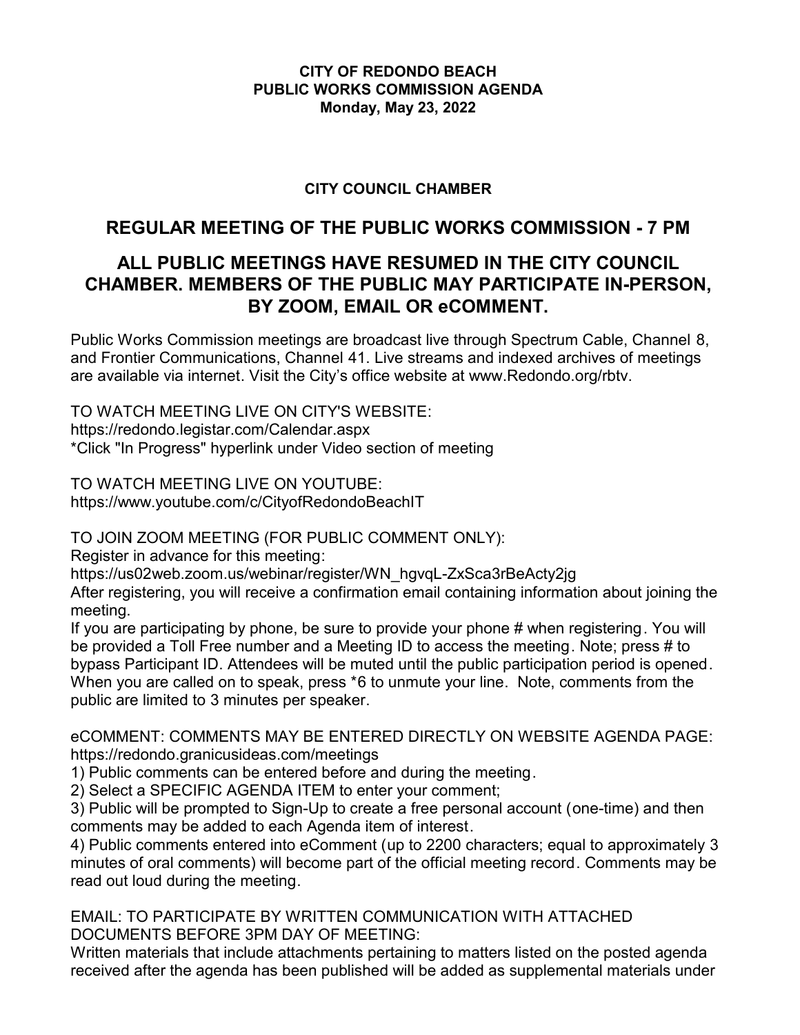**CITY OF REDONDO BEACH**
**PUBLIC WORKS COMMISSION AGENDA**
**Monday, May 23, 2022**

**CITY COUNCIL CHAMBER**

## REGULAR MEETING OF THE PUBLIC WORKS COMMISSION - 7 PM

## ALL PUBLIC MEETINGS HAVE RESUMED IN THE CITY COUNCIL CHAMBER. MEMBERS OF THE PUBLIC MAY PARTICIPATE IN-PERSON, BY ZOOM, EMAIL OR eCOMMENT.

Public Works Commission meetings are broadcast live through Spectrum Cable, Channel 8, and Frontier Communications, Channel 41. Live streams and indexed archives of meetings are available via internet. Visit the City's office website at www.Redondo.org/rbtv.

TO WATCH MEETING LIVE ON CITY'S WEBSITE:
https://redondo.legistar.com/Calendar.aspx
*Click "In Progress" hyperlink under Video section of meeting

TO WATCH MEETING LIVE ON YOUTUBE:
https://www.youtube.com/c/CityofRedondoBeachIT

TO JOIN ZOOM MEETING (FOR PUBLIC COMMENT ONLY):
Register in advance for this meeting:
https://us02web.zoom.us/webinar/register/WN_hgvqL-ZxSca3rBeActy2jg
After registering, you will receive a confirmation email containing information about joining the meeting.
If you are participating by phone, be sure to provide your phone # when registering. You will be provided a Toll Free number and a Meeting ID to access the meeting. Note; press # to bypass Participant ID. Attendees will be muted until the public participation period is opened. When you are called on to speak, press *6 to unmute your line. Note, comments from the public are limited to 3 minutes per speaker.

eCOMMENT: COMMENTS MAY BE ENTERED DIRECTLY ON WEBSITE AGENDA PAGE:
https://redondo.granicusideas.com/meetings
1) Public comments can be entered before and during the meeting.
2) Select a SPECIFIC AGENDA ITEM to enter your comment;
3) Public will be prompted to Sign-Up to create a free personal account (one-time) and then comments may be added to each Agenda item of interest.
4) Public comments entered into eComment (up to 2200 characters; equal to approximately 3 minutes of oral comments) will become part of the official meeting record. Comments may be read out loud during the meeting.

EMAIL: TO PARTICIPATE BY WRITTEN COMMUNICATION WITH ATTACHED DOCUMENTS BEFORE 3PM DAY OF MEETING:
Written materials that include attachments pertaining to matters listed on the posted agenda received after the agenda has been published will be added as supplemental materials under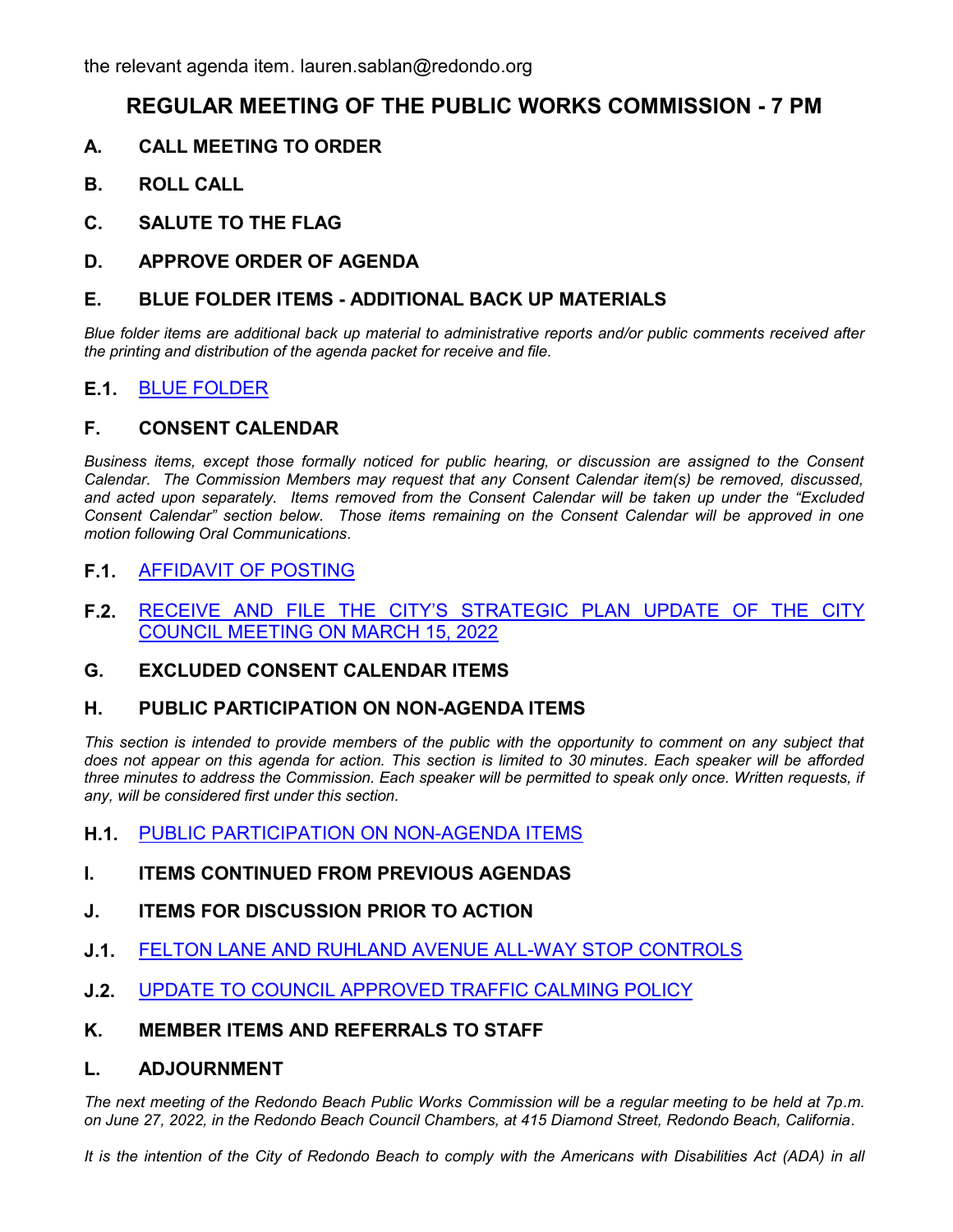the relevant agenda item. lauren.sablan@redondo.org

# REGULAR MEETING OF THE PUBLIC WORKS COMMISSION - 7 PM

## A. CALL MEETING TO ORDER

## B. ROLL CALL

## C. SALUTE TO THE FLAG

## D. APPROVE ORDER OF AGENDA

## E. BLUE FOLDER ITEMS - ADDITIONAL BACK UP MATERIALS

*Blue folder items are additional back up material to administrative reports and/or public comments received after the printing and distribution of the agenda packet for receive and file.*

**E.1.** BLUE FOLDER

## F. CONSENT CALENDAR

*Business items, except those formally noticed for public hearing, or discussion are assigned to the Consent Calendar. The Commission Members may request that any Consent Calendar item(s) be removed, discussed, and acted upon separately. Items removed from the Consent Calendar will be taken up under the "Excluded Consent Calendar" section below. Those items remaining on the Consent Calendar will be approved in one motion following Oral Communications.*

**F.1.** AFFIDAVIT OF POSTING

**F.2.** RECEIVE AND FILE THE CITY'S STRATEGIC PLAN UPDATE OF THE CITY COUNCIL MEETING ON MARCH 15, 2022

## G. EXCLUDED CONSENT CALENDAR ITEMS

## H. PUBLIC PARTICIPATION ON NON-AGENDA ITEMS

*This section is intended to provide members of the public with the opportunity to comment on any subject that does not appear on this agenda for action. This section is limited to 30 minutes. Each speaker will be afforded three minutes to address the Commission. Each speaker will be permitted to speak only once. Written requests, if any, will be considered first under this section.*

**H.1.** PUBLIC PARTICIPATION ON NON-AGENDA ITEMS

## I. ITEMS CONTINUED FROM PREVIOUS AGENDAS

## J. ITEMS FOR DISCUSSION PRIOR TO ACTION

**J.1.** FELTON LANE AND RUHLAND AVENUE ALL-WAY STOP CONTROLS

**J.2.** UPDATE TO COUNCIL APPROVED TRAFFIC CALMING POLICY

## K. MEMBER ITEMS AND REFERRALS TO STAFF

## L. ADJOURNMENT

*The next meeting of the Redondo Beach Public Works Commission will be a regular meeting to be held at 7p.m. on June 27, 2022, in the Redondo Beach Council Chambers, at 415 Diamond Street, Redondo Beach, California.*

*It is the intention of the City of Redondo Beach to comply with the Americans with Disabilities Act (ADA) in all*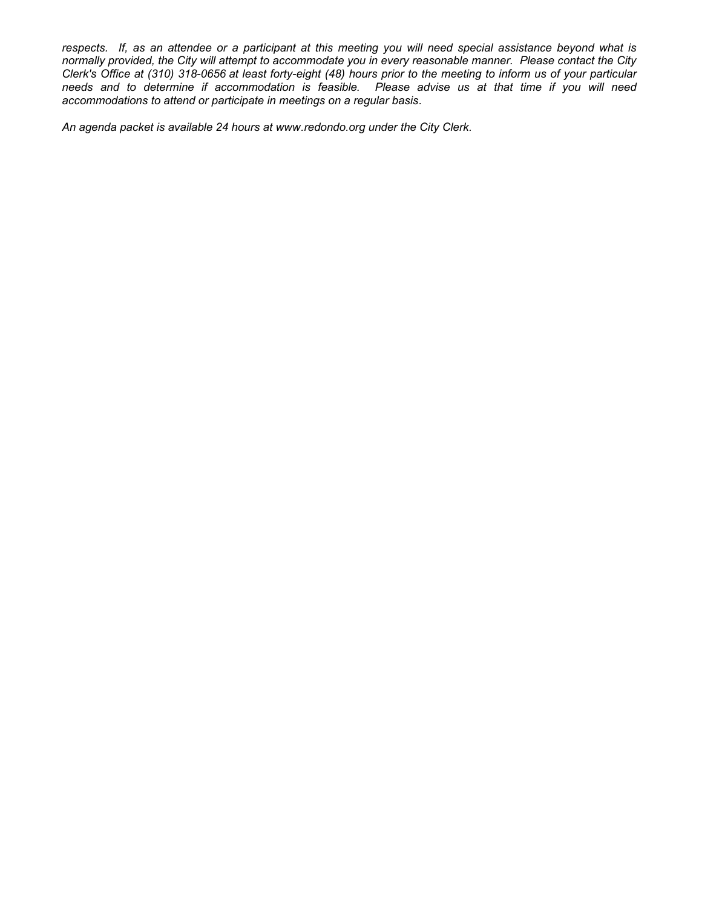*respects. If, as an attendee or a participant at this meeting you will need special assistance beyond what is normally provided, the City will attempt to accommodate you in every reasonable manner. Please contact the City Clerk's Office at (310) 318-0656 at least forty-eight (48) hours prior to the meeting to inform us of your particular needs and to determine if accommodation is feasible. Please advise us at that time if you will need accommodations to attend or participate in meetings on a regular basis.*

*An agenda packet is available 24 hours at www.redondo.org under the City Clerk.*